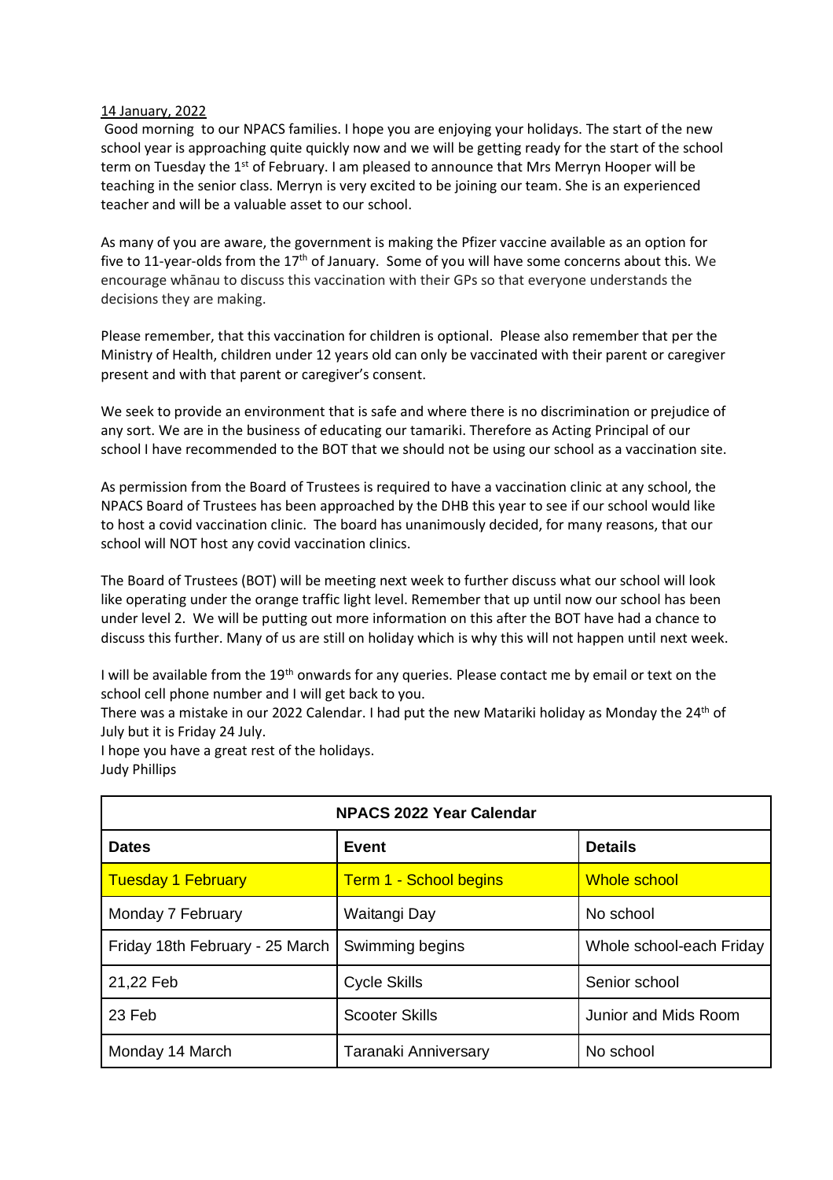14 January, 2022

Good morning to our NPACS families. I hope you are enjoying your holidays. The start of the new school year is approaching quite quickly now and we will be getting ready for the start of the school term on Tuesday the 1st of February. I am pleased to announce that Mrs Merryn Hooper will be teaching in the senior class. Merryn is very excited to be joining our team. She is an experienced teacher and will be a valuable asset to our school.

As many of you are aware, the government is making the Pfizer vaccine available as an option for five to 11-year-olds from the 17th of January. Some of you will have some concerns about this. We encourage whānau to discuss this vaccination with their GPs so that everyone understands the decisions they are making.

Please remember, that this vaccination for children is optional. Please also remember that per the Ministry of Health, children under 12 years old can only be vaccinated with their parent or caregiver present and with that parent or caregiver's consent.

We seek to provide an environment that is safe and where there is no discrimination or prejudice of any sort. We are in the business of educating our tamariki. Therefore as Acting Principal of our school I have recommended to the BOT that we should not be using our school as a vaccination site.

As permission from the Board of Trustees is required to have a vaccination clinic at any school, the NPACS Board of Trustees has been approached by the DHB this year to see if our school would like to host a covid vaccination clinic. The board has unanimously decided, for many reasons, that our school will NOT host any covid vaccination clinics.

The Board of Trustees (BOT) will be meeting next week to further discuss what our school will look like operating under the orange traffic light level. Remember that up until now our school has been under level 2. We will be putting out more information on this after the BOT have had a chance to discuss this further. Many of us are still on holiday which is why this will not happen until next week.

I will be available from the 19th onwards for any queries. Please contact me by email or text on the school cell phone number and I will get back to you.

There was a mistake in our 2022 Calendar. I had put the new Matariki holiday as Monday the 24th of July but it is Friday 24 July.

I hope you have a great rest of the holidays.

Judy Phillips

| NPACS 2022 Year Calendar | | |
|---|---|---|
| **Dates** | **Event** | **Details** |
| Tuesday 1 February | Term 1 - School begins | Whole school |
| Monday 7 February | Waitangi Day | No school |
| Friday 18th February - 25 March | Swimming begins | Whole school-each Friday |
| 21,22 Feb | Cycle Skills | Senior school |
| 23 Feb | Scooter Skills | Junior and Mids Room |
| Monday 14 March | Taranaki Anniversary | No school |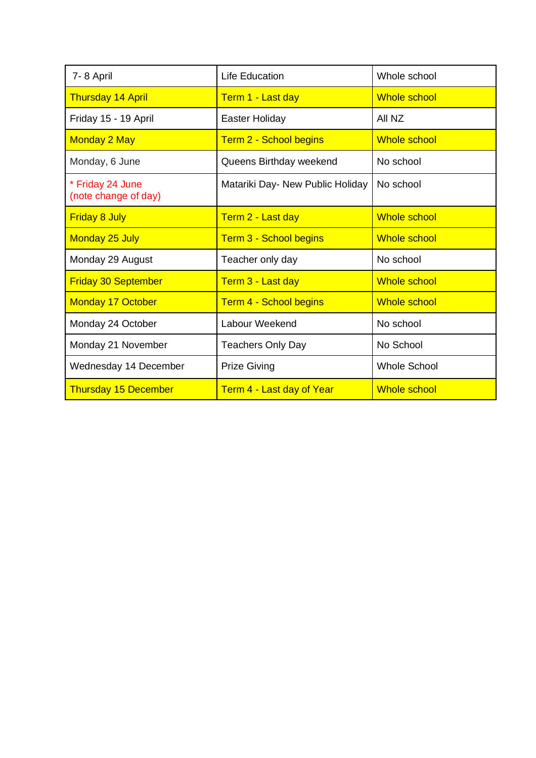| | | |
|---|---|---|
| 7- 8 April | Life Education | Whole school |
| Thursday 14 April | Term 1 - Last day | Whole school |
| Friday 15 - 19 April | Easter Holiday | All NZ |
| Monday 2 May | Term 2 - School begins | Whole school |
| Monday, 6 June | Queens Birthday weekend | No school |
| * Friday 24 June (note change of day) | Matariki Day- New Public Holiday | No school |
| Friday 8 July | Term 2 - Last day | Whole school |
| Monday 25 July | Term 3 - School begins | Whole school |
| Monday 29 August | Teacher only day | No school |
| Friday 30 September | Term 3 - Last day | Whole school |
| Monday 17 October | Term 4 - School begins | Whole school |
| Monday 24 October | Labour Weekend | No school |
| Monday 21 November | Teachers Only Day | No School |
| Wednesday 14 December | Prize Giving | Whole School |
| Thursday 15 December | Term 4 - Last day of Year | Whole school |